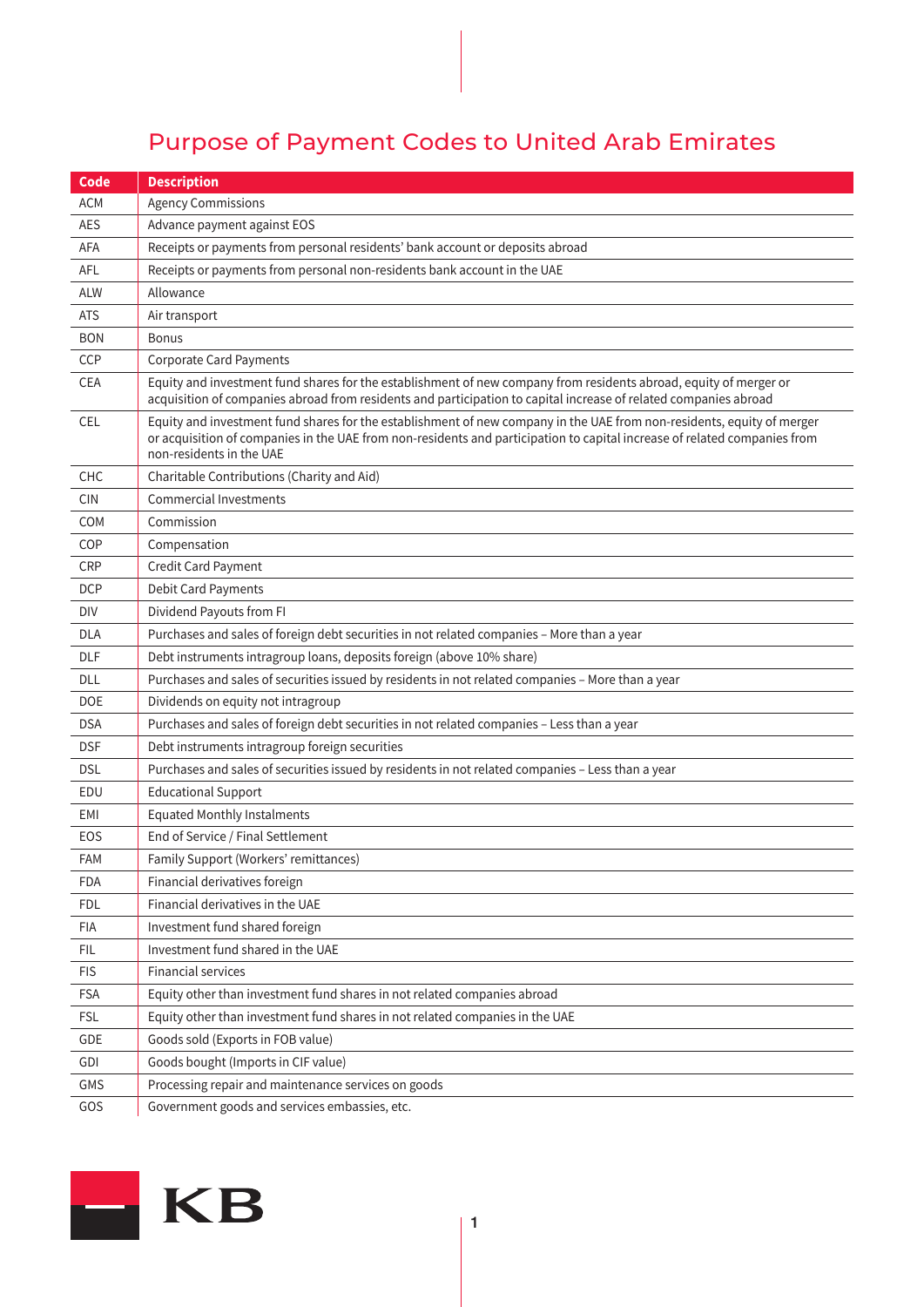# Purpose of Payment Codes to United Arab Emirates

| Code | Description |
|---|---|
| ACM | Agency Commissions |
| AES | Advance payment against EOS |
| AFA | Receipts or payments from personal residents' bank account or deposits abroad |
| AFL | Receipts or payments from personal non-residents bank account in the UAE |
| ALW | Allowance |
| ATS | Air transport |
| BON | Bonus |
| CCP | Corporate Card Payments |
| CEA | Equity and investment fund shares for the establishment of new company from residents abroad, equity of merger or acquisition of companies abroad from residents and participation to capital increase of related companies abroad |
| CEL | Equity and investment fund shares for the establishment of new company in the UAE from non-residents, equity of merger or acquisition of companies in the UAE from non-residents and participation to capital increase of related companies from non-residents in the UAE |
| CHC | Charitable Contributions (Charity and Aid) |
| CIN | Commercial Investments |
| COM | Commission |
| COP | Compensation |
| CRP | Credit Card Payment |
| DCP | Debit Card Payments |
| DIV | Dividend Payouts from FI |
| DLA | Purchases and sales of foreign debt securities in not related companies – More than a year |
| DLF | Debt instruments intragroup loans, deposits foreign (above 10% share) |
| DLL | Purchases and sales of securities issued by residents in not related companies – More than a year |
| DOE | Dividends on equity not intragroup |
| DSA | Purchases and sales of foreign debt securities in not related companies – Less than a year |
| DSF | Debt instruments intragroup foreign securities |
| DSL | Purchases and sales of securities issued by residents in not related companies – Less than a year |
| EDU | Educational Support |
| EMI | Equated Monthly Instalments |
| EOS | End of Service / Final Settlement |
| FAM | Family Support (Workers' remittances) |
| FDA | Financial derivatives foreign |
| FDL | Financial derivatives in the UAE |
| FIA | Investment fund shared foreign |
| FIL | Investment fund shared in the UAE |
| FIS | Financial services |
| FSA | Equity other than investment fund shares in not related companies abroad |
| FSL | Equity other than investment fund shares in not related companies in the UAE |
| GDE | Goods sold (Exports in FOB value) |
| GDI | Goods bought (Imports in CIF value) |
| GMS | Processing repair and maintenance services on goods |
| GOS | Government goods and services embassies, etc. |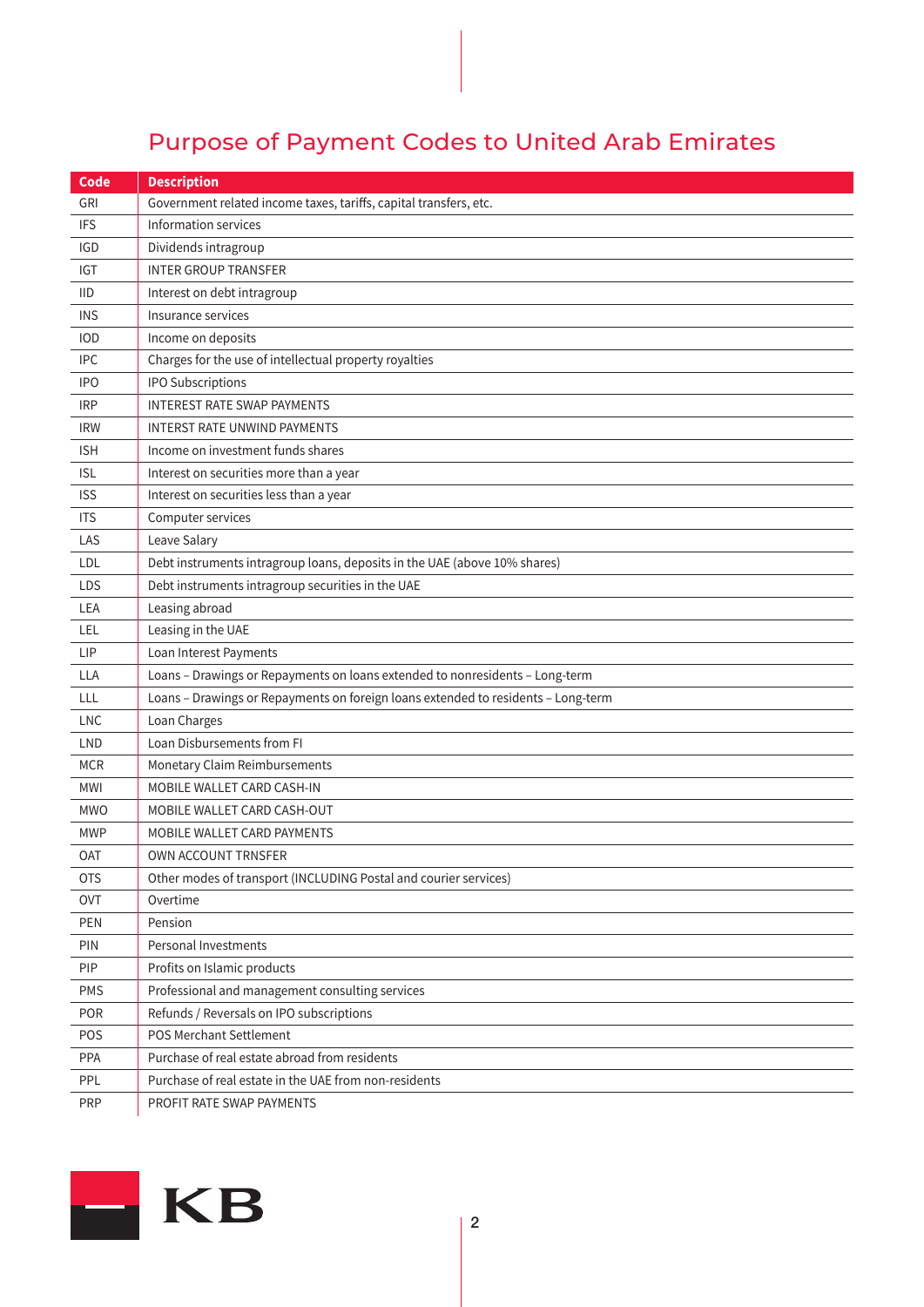## Purpose of Payment Codes to United Arab Emirates

| Code | Description |
|---|---|
| GRI | Government related income taxes, tariffs, capital transfers, etc. |
| IFS | Information services |
| IGD | Dividends intragroup |
| IGT | INTER GROUP TRANSFER |
| IID | Interest on debt intragroup |
| INS | Insurance services |
| IOD | Income on deposits |
| IPC | Charges for the use of intellectual property royalties |
| IPO | IPO Subscriptions |
| IRP | INTEREST RATE SWAP PAYMENTS |
| IRW | INTERST RATE UNWIND PAYMENTS |
| ISH | Income on investment funds shares |
| ISL | Interest on securities more than a year |
| ISS | Interest on securities less than a year |
| ITS | Computer services |
| LAS | Leave Salary |
| LDL | Debt instruments intragroup loans, deposits in the UAE (above 10% shares) |
| LDS | Debt instruments intragroup securities in the UAE |
| LEA | Leasing abroad |
| LEL | Leasing in the UAE |
| LIP | Loan Interest Payments |
| LLA | Loans – Drawings or Repayments on loans extended to nonresidents – Long-term |
| LLL | Loans – Drawings or Repayments on foreign loans extended to residents – Long-term |
| LNC | Loan Charges |
| LND | Loan Disbursements from FI |
| MCR | Monetary Claim Reimbursements |
| MWI | MOBILE WALLET CARD CASH-IN |
| MWO | MOBILE WALLET CARD CASH-OUT |
| MWP | MOBILE WALLET CARD PAYMENTS |
| OAT | OWN ACCOUNT TRNSFER |
| OTS | Other modes of transport (INCLUDING Postal and courier services) |
| OVT | Overtime |
| PEN | Pension |
| PIN | Personal Investments |
| PIP | Profits on Islamic products |
| PMS | Professional and management consulting services |
| POR | Refunds / Reversals on IPO subscriptions |
| POS | POS Merchant Settlement |
| PPA | Purchase of real estate abroad from residents |
| PPL | Purchase of real estate in the UAE from non-residents |
| PRP | PROFIT RATE SWAP PAYMENTS |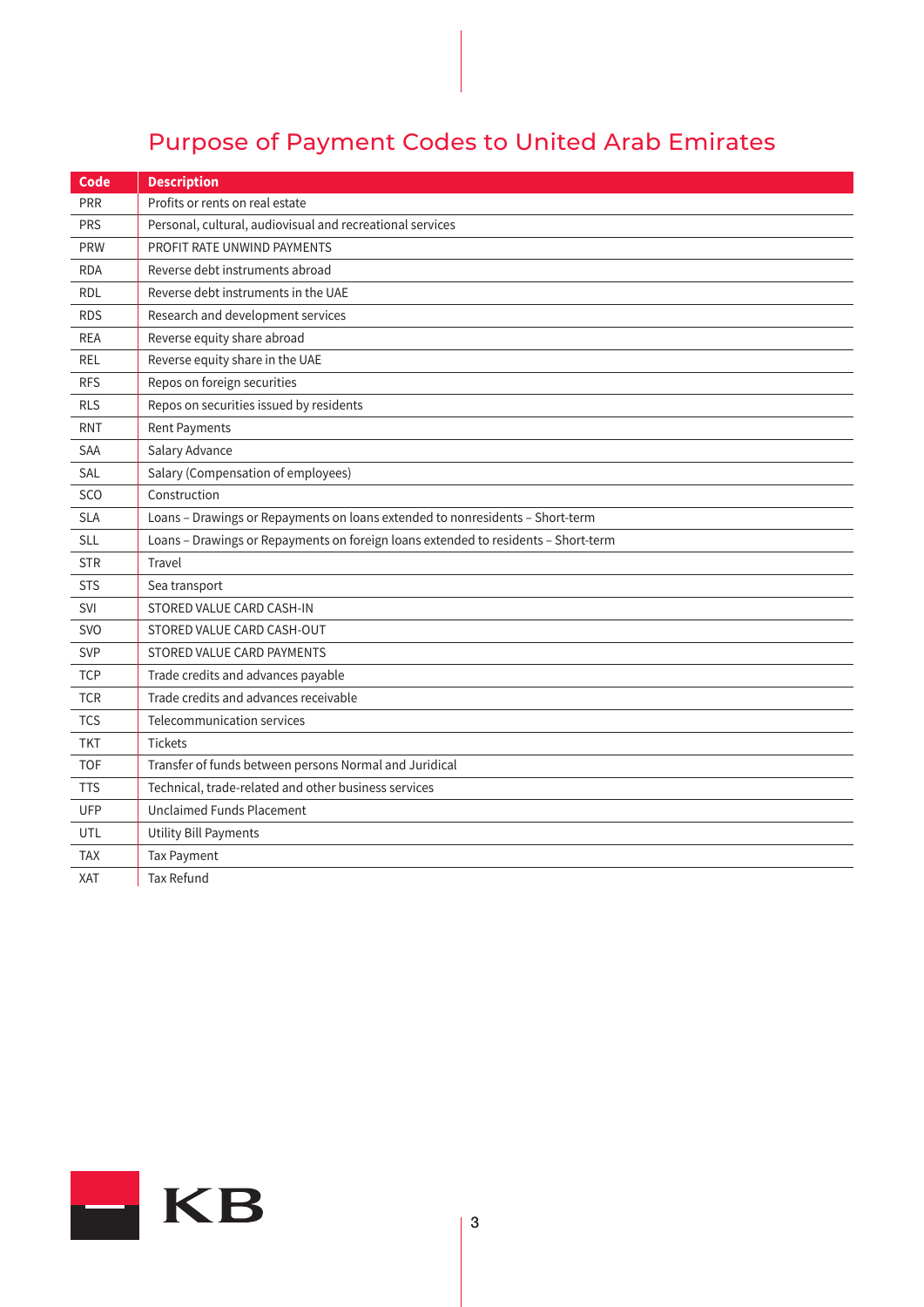## Purpose of Payment Codes to United Arab Emirates

| Code | Description |
|---|---|
| PRR | Profits or rents on real estate |
| PRS | Personal, cultural, audiovisual and recreational services |
| PRW | PROFIT RATE UNWIND PAYMENTS |
| RDA | Reverse debt instruments abroad |
| RDL | Reverse debt instruments in the UAE |
| RDS | Research and development services |
| REA | Reverse equity share abroad |
| REL | Reverse equity share in the UAE |
| RFS | Repos on foreign securities |
| RLS | Repos on securities issued by residents |
| RNT | Rent Payments |
| SAA | Salary Advance |
| SAL | Salary (Compensation of employees) |
| SCO | Construction |
| SLA | Loans – Drawings or Repayments on loans extended to nonresidents – Short-term |
| SLL | Loans – Drawings or Repayments on foreign loans extended to residents – Short-term |
| STR | Travel |
| STS | Sea transport |
| SVI | STORED VALUE CARD CASH-IN |
| SVO | STORED VALUE CARD CASH-OUT |
| SVP | STORED VALUE CARD PAYMENTS |
| TCP | Trade credits and advances payable |
| TCR | Trade credits and advances receivable |
| TCS | Telecommunication services |
| TKT | Tickets |
| TOF | Transfer of funds between persons Normal and Juridical |
| TTS | Technical, trade-related and other business services |
| UFP | Unclaimed Funds Placement |
| UTL | Utility Bill Payments |
| TAX | Tax Payment |
| XAT | Tax Refund |